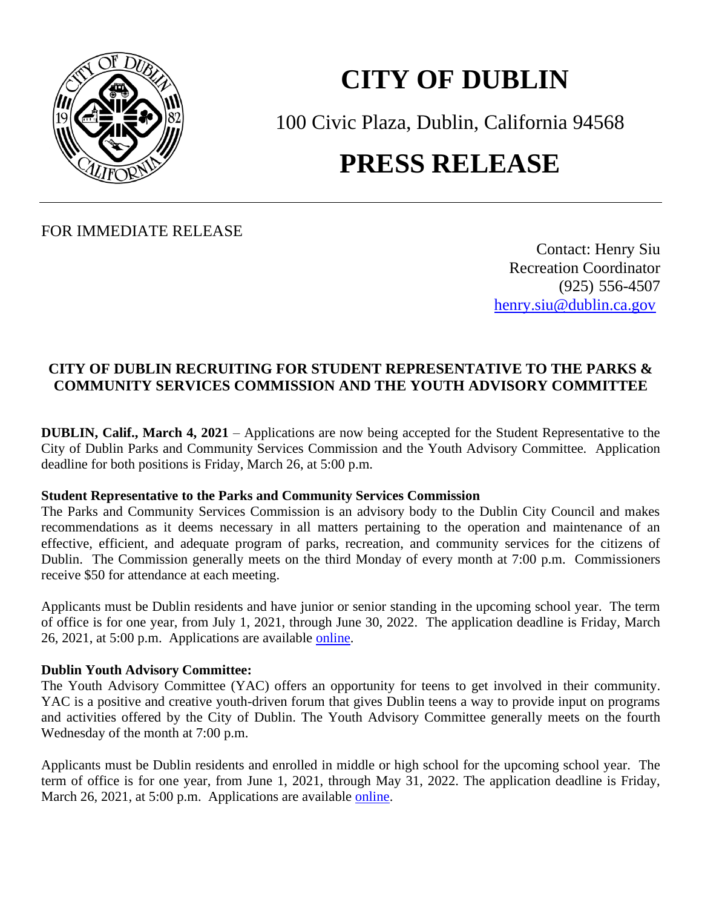# CITY OF DUBLIN

100 Civic Plaza, Dublin, California 94568

# PRESS RELEASE

FOR IMMEDIATE RELEASE

Contact: Henry Siu
Recreation Coordinator
(925) 556-4507
henry.siu@dublin.ca.gov

## CITY OF DUBLIN RECRUITING FOR STUDENT REPRESENTATIVE TO THE PARKS & COMMUNITY SERVICES COMMISSION AND THE YOUTH ADVISORY COMMITTEE

**DUBLIN, Calif., March 4, 2021** – Applications are now being accepted for the Student Representative to the City of Dublin Parks and Community Services Commission and the Youth Advisory Committee. Application deadline for both positions is Friday, March 26, at 5:00 p.m.

**Student Representative to the Parks and Community Services Commission**

The Parks and Community Services Commission is an advisory body to the Dublin City Council and makes recommendations as it deems necessary in all matters pertaining to the operation and maintenance of an effective, efficient, and adequate program of parks, recreation, and community services for the citizens of Dublin. The Commission generally meets on the third Monday of every month at 7:00 p.m. Commissioners receive $50 for attendance at each meeting.

Applicants must be Dublin residents and have junior or senior standing in the upcoming school year. The term of office is for one year, from July 1, 2021, through June 30, 2022. The application deadline is Friday, March 26, 2021, at 5:00 p.m. Applications are available online.

**Dublin Youth Advisory Committee:**

The Youth Advisory Committee (YAC) offers an opportunity for teens to get involved in their community. YAC is a positive and creative youth-driven forum that gives Dublin teens a way to provide input on programs and activities offered by the City of Dublin. The Youth Advisory Committee generally meets on the fourth Wednesday of the month at 7:00 p.m.

Applicants must be Dublin residents and enrolled in middle or high school for the upcoming school year. The term of office is for one year, from June 1, 2021, through May 31, 2022. The application deadline is Friday, March 26, 2021, at 5:00 p.m. Applications are available online.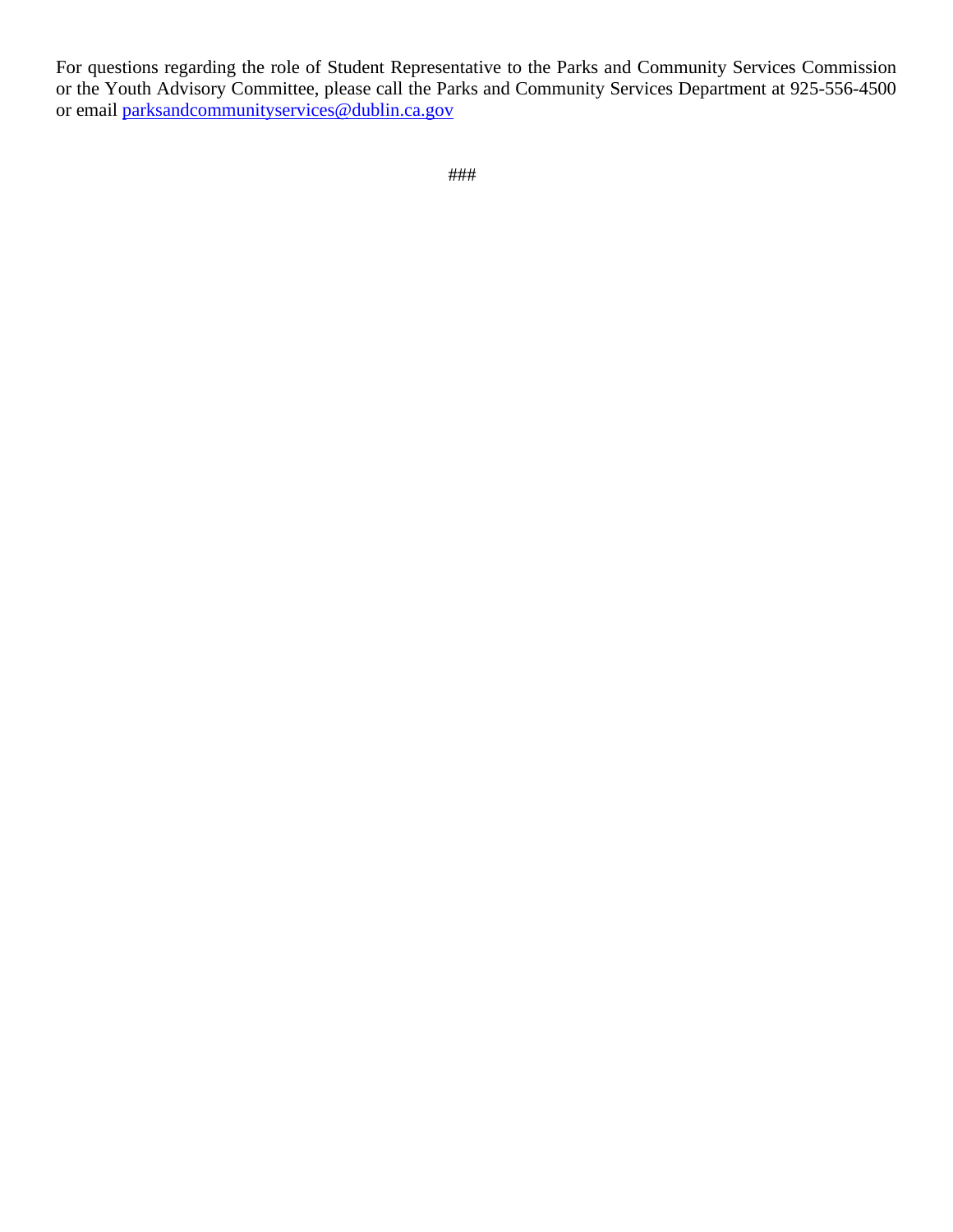For questions regarding the role of Student Representative to the Parks and Community Services Commission or the Youth Advisory Committee, please call the Parks and Community Services Department at 925-556-4500 or email parksandcommunityservices@dublin.ca.gov

###